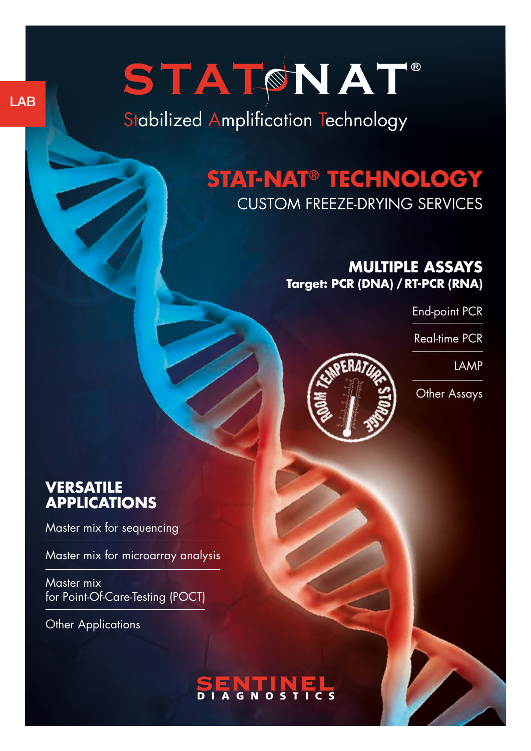LAB

# STAT-NAT®

Stabilized Amplification Technology

## STAT-NAT® TECHNOLOGY

CUSTOM FREEZE-DRYING SERVICES

### MULTIPLE ASSAYS

**Target: PCR (DNA) / RT-PCR (RNA)**

- End-point PCR
- Real-time PCR
- LAMP
- Other Assays

ROOM TEMPERATURE STORAGE

### VERSATILE APPLICATIONS

- Master mix for sequencing
- Master mix for microarray analysis
- Master mix for Point-Of-Care-Testing (POCT)
- Other Applications

SENTINEL DIAGNOSTICS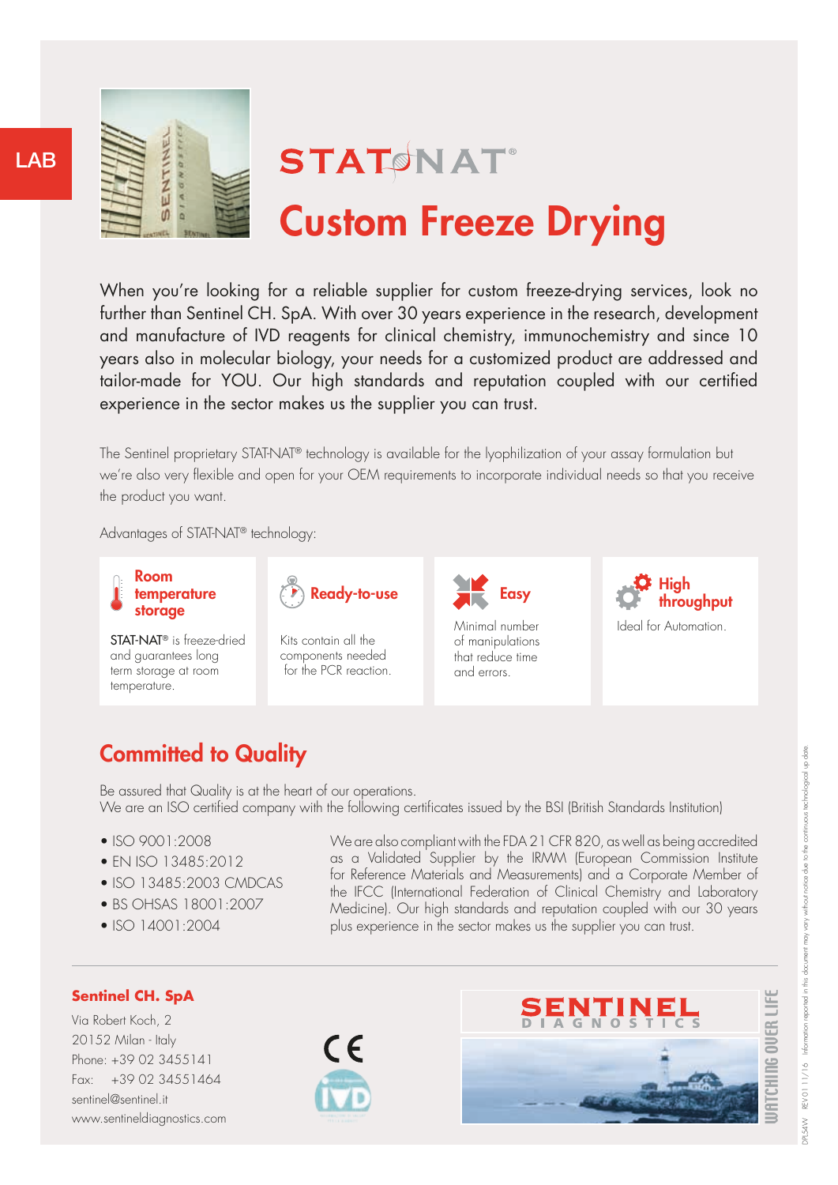LAB

# STAT-NAT®

# Custom Freeze Drying

When you're looking for a reliable supplier for custom freeze-drying services, look no further than Sentinel CH. SpA. With over 30 years experience in the research, development and manufacture of IVD reagents for clinical chemistry, immunochemistry and since 10 years also in molecular biology, your needs for a customized product are addressed and tailor-made for YOU. Our high standards and reputation coupled with our certified experience in the sector makes us the supplier you can trust.

The Sentinel proprietary STAT-NAT® technology is available for the lyophilization of your assay formulation but we're also very flexible and open for your OEM requirements to incorporate individual needs so that you receive the product you want.

Advantages of STAT-NAT® technology:

**Room temperature storage**
STAT-NAT® is freeze-dried and guarantees long term storage at room temperature.

**Ready-to-use**
Kits contain all the components needed for the PCR reaction.

**Easy**
Minimal number of manipulations that reduce time and errors.

**High throughput**
Ideal for Automation.

## Committed to Quality

Be assured that Quality is at the heart of our operations.
We are an ISO certified company with the following certificates issued by the BSI (British Standards Institution)

- ISO 9001:2008
- EN ISO 13485:2012
- ISO 13485:2003 CMDCAS
- BS OHSAS 18001:2007
- ISO 14001:2004

We are also compliant with the FDA 21 CFR 820, as well as being accredited as a Validated Supplier by the IRMM (European Commission Institute for Reference Materials and Measurements) and a Corporate Member of the IFCC (International Federation of Clinical Chemistry and Laboratory Medicine). Our high standards and reputation coupled with our 30 years plus experience in the sector makes us the supplier you can trust.

**Sentinel CH. SpA**
Via Robert Koch, 2
20152 Milan - Italy
Phone: +39 02 3455141
Fax: +39 02 34551464
sentinel@sentinel.it
www.sentineldiagnostics.com

SENTINEL DIAGNOSTICS

WATCHING OVER LIFE

DP-SAW REV01 11/16 Information reported in this document may vary without notice due to the continuous technological up date